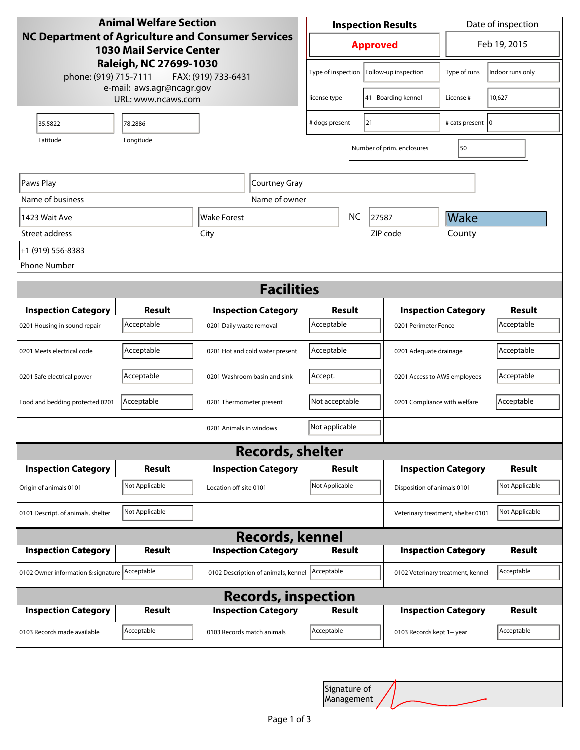**Animal Welfare Section**
**NC Department of Agriculture and Consumer Services**
**1030 Mail Service Center**
**Raleigh, NC 27699-1030**

phone: (919) 715-7111    FAX: (919) 733-6431
e-mail: aws.agr@ncagr.gov
URL: www.ncaws.com

| Inspection Results | Date of inspection |
|---|---|
| **Approved** | Feb 19, 2015 |

| | | | |
|---|---|---|---|
| Type of inspection | Follow-up inspection | Type of runs | Indoor runs only |
| license type | 41 - Boarding kennel | License # | 10,627 |
| # dogs present | 21 | # cats present | 0 |
| Number of prim. enclosures | 50 | | |

| Latitude | Longitude |
|---|---|
| 35.5822 | 78.2886 |

| | |
|---|---|
| Name of business | Paws Play |
| Name of owner | Courtney Gray |
| Street address | 1423 Wait Ave |
| City | Wake Forest |
| State | NC |
| ZIP code | 27587 |
| County | Wake |
| Phone Number | +1 (919) 556-8383 |

## Facilities

| Inspection Category | Result | Inspection Category | Result | Inspection Category | Result |
|---|---|---|---|---|---|
| 0201 Housing in sound repair | Acceptable | 0201 Daily waste removal | Acceptable | 0201 Perimeter Fence | Acceptable |
| 0201 Meets electrical code | Acceptable | 0201 Hot and cold water present | Acceptable | 0201 Adequate drainage | Acceptable |
| 0201 Safe electrical power | Acceptable | 0201 Washroom basin and sink | Accept. | 0201 Access to AWS employees | Acceptable |
| Food and bedding protected 0201 | Acceptable | 0201 Thermometer present | Not acceptable | 0201 Compliance with welfare | Acceptable |
| | | 0201 Animals in windows | Not applicable | | |

## Records, shelter

| Inspection Category | Result | Inspection Category | Result | Inspection Category | Result |
|---|---|---|---|---|---|
| Origin of animals 0101 | Not Applicable | Location off-site 0101 | Not Applicable | Disposition of animals 0101 | Not Applicable |
| 0101 Descript. of animals, shelter | Not Applicable | | | Veterinary treatment, shelter 0101 | Not Applicable |

## Records, kennel

| Inspection Category | Result | Inspection Category | Result | Inspection Category | Result |
|---|---|---|---|---|---|
| 0102 Owner information & signature | Acceptable | 0102 Description of animals, kennel | Acceptable | 0102 Veterinary treatment, kennel | Acceptable |

## Records, inspection

| Inspection Category | Result | Inspection Category | Result | Inspection Category | Result |
|---|---|---|---|---|---|
| 0103 Records made available | Acceptable | 0103 Records match animals | Acceptable | 0103 Records kept 1+ year | Acceptable |

Signature of Management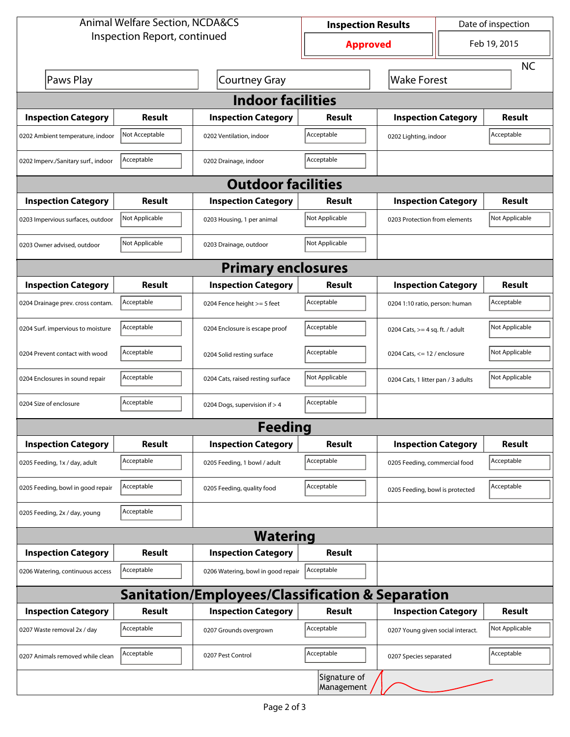Animal Welfare Section, NCDA&CS
Inspection Report, continued

| Inspection Results | Date of inspection |
| --- | --- |
| **Approved** | Feb 19, 2015 |

Paws Play | Courtney Gray | Wake Forest | NC

## Indoor facilities

| Inspection Category | Result | Inspection Category | Result | Inspection Category | Result |
| --- | --- | --- | --- | --- | --- |
| 0202 Ambient temperature, indoor | Not Acceptable | 0202 Ventilation, indoor | Acceptable | 0202 Lighting, indoor | Acceptable |
| 0202 Imperv./Sanitary surf., indoor | Acceptable | 0202 Drainage, indoor | Acceptable | | |

## Outdoor facilities

| Inspection Category | Result | Inspection Category | Result | Inspection Category | Result |
| --- | --- | --- | --- | --- | --- |
| 0203 Impervious surfaces, outdoor | Not Applicable | 0203 Housing, 1 per animal | Not Applicable | 0203 Protection from elements | Not Applicable |
| 0203 Owner advised, outdoor | Not Applicable | 0203 Drainage, outdoor | Not Applicable | | |

## Primary enclosures

| Inspection Category | Result | Inspection Category | Result | Inspection Category | Result |
| --- | --- | --- | --- | --- | --- |
| 0204 Drainage prev. cross contam. | Acceptable | 0204 Fence height >= 5 feet | Acceptable | 0204 1:10 ratio, person: human | Acceptable |
| 0204 Surf. impervious to moisture | Acceptable | 0204 Enclosure is escape proof | Acceptable | 0204 Cats, >= 4 sq. ft. / adult | Not Applicable |
| 0204 Prevent contact with wood | Acceptable | 0204 Solid resting surface | Acceptable | 0204 Cats, <= 12 / enclosure | Not Applicable |
| 0204 Enclosures in sound repair | Acceptable | 0204 Cats, raised resting surface | Not Applicable | 0204 Cats, 1 litter pan / 3 adults | Not Applicable |
| 0204 Size of enclosure | Acceptable | 0204 Dogs, supervision if > 4 | Acceptable | | |

## Feeding

| Inspection Category | Result | Inspection Category | Result | Inspection Category | Result |
| --- | --- | --- | --- | --- | --- |
| 0205 Feeding, 1x / day, adult | Acceptable | 0205 Feeding, 1 bowl / adult | Acceptable | 0205 Feeding, commercial food | Acceptable |
| 0205 Feeding, bowl in good repair | Acceptable | 0205 Feeding, quality food | Acceptable | 0205 Feeding, bowl is protected | Acceptable |
| 0205 Feeding, 2x / day, young | Acceptable | | | | |

## Watering

| Inspection Category | Result | Inspection Category | Result |
| --- | --- | --- | --- |
| 0206 Watering, continuous access | Acceptable | 0206 Watering, bowl in good repair | Acceptable |

## Sanitation/Employees/Classification & Separation

| Inspection Category | Result | Inspection Category | Result | Inspection Category | Result |
| --- | --- | --- | --- | --- | --- |
| 0207 Waste removal 2x / day | Acceptable | 0207 Grounds overgrown | Acceptable | 0207 Young given social interact. | Not Applicable |
| 0207 Animals removed while clean | Acceptable | 0207 Pest Control | Acceptable | 0207 Species separated | Acceptable |

Signature of Management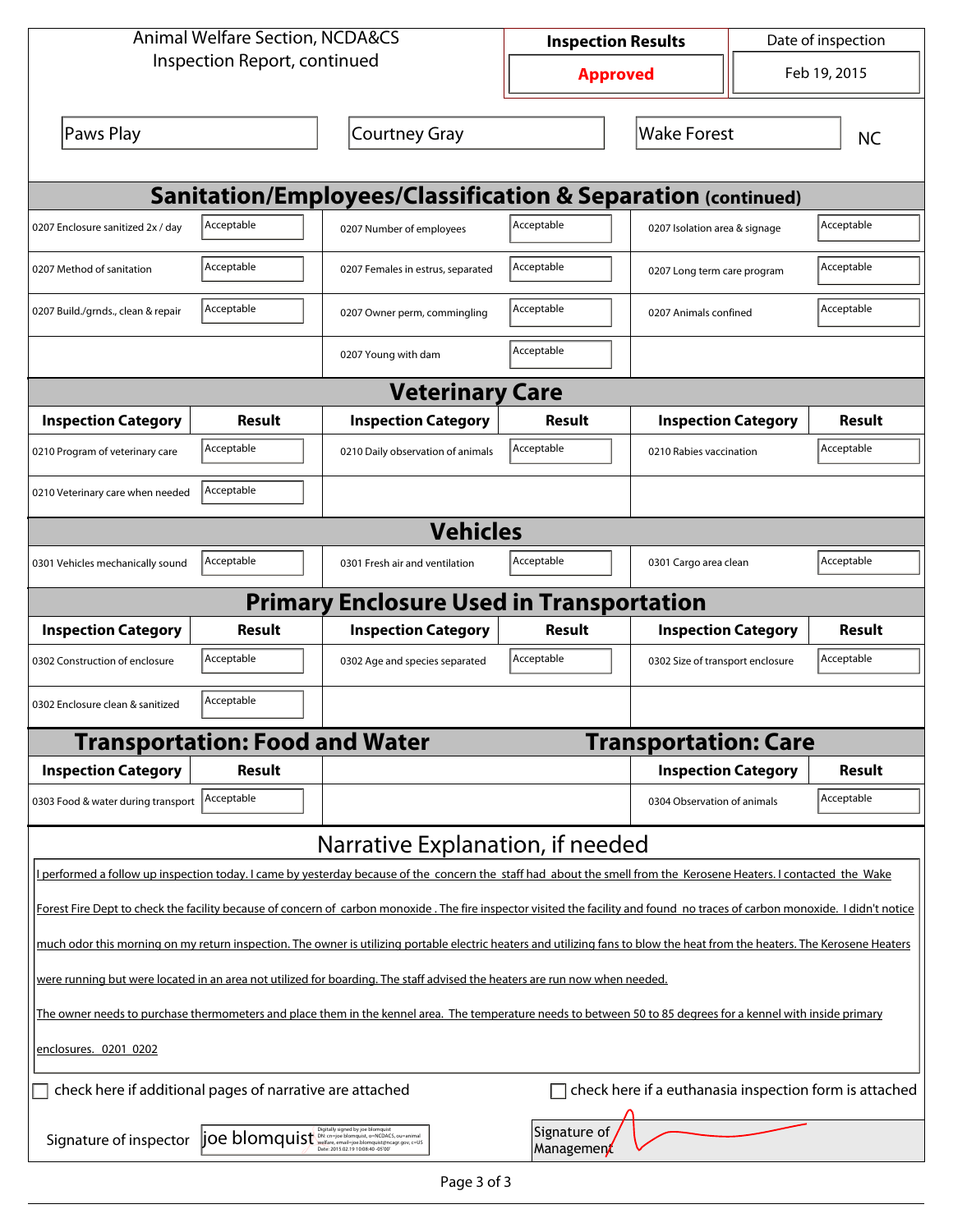Animal Welfare Section, NCDA&CS
Inspection Report, continued

| Inspection Results | Date of inspection |
|---|---|
| Approved | Feb 19, 2015 |

Paws Play | Courtney Gray | Wake Forest | NC

## Sanitation/Employees/Classification & Separation (continued)

| | | | | | |
|---|---|---|---|---|---|
| 0207 Enclosure sanitized 2x / day | Acceptable | 0207 Number of employees | Acceptable | 0207 Isolation area & signage | Acceptable |
| 0207 Method of sanitation | Acceptable | 0207 Females in estrus, separated | Acceptable | 0207 Long term care program | Acceptable |
| 0207 Build./grnds., clean & repair | Acceptable | 0207 Owner perm, commingling | Acceptable | 0207 Animals confined | Acceptable |
| | | 0207 Young with dam | Acceptable | | |

## Veterinary Care

| Inspection Category | Result | Inspection Category | Result | Inspection Category | Result |
|---|---|---|---|---|---|
| 0210 Program of veterinary care | Acceptable | 0210 Daily observation of animals | Acceptable | 0210 Rabies vaccination | Acceptable |
| 0210 Veterinary care when needed | Acceptable | | | | |

## Vehicles

| | | | | | |
|---|---|---|---|---|---|
| 0301 Vehicles mechanically sound | Acceptable | 0301 Fresh air and ventilation | Acceptable | 0301 Cargo area clean | Acceptable |

## Primary Enclosure Used in Transportation

| Inspection Category | Result | Inspection Category | Result | Inspection Category | Result |
|---|---|---|---|---|---|
| 0302 Construction of enclosure | Acceptable | 0302 Age and species separated | Acceptable | 0302 Size of transport enclosure | Acceptable |
| 0302 Enclosure clean & sanitized | Acceptable | | | | |

## Transportation: Food and Water

| Inspection Category | Result |
|---|---|
| 0303 Food & water during transport | Acceptable |

## Transportation: Care

| Inspection Category | Result |
|---|---|
| 0304 Observation of animals | Acceptable |

## Narrative Explanation, if needed

I performed a follow up inspection today. I came by yesterday because of the concern the staff had about the smell from the Kerosene Heaters. I contacted the Wake Forest Fire Dept to check the facility because of concern of carbon monoxide . The fire inspector visited the facility and found no traces of carbon monoxide. I didn't notice much odor this morning on my return inspection. The owner is utilizing portable electric heaters and utilizing fans to blow the heat from the heaters. The Kerosene Heaters were running but were located in an area not utilized for boarding. The staff advised the heaters are run now when needed.

The owner needs to purchase thermometers and place them in the kennel area. The temperature needs to between 50 to 85 degrees for a kennel with inside primary enclosures. 0201 0202

☐ check here if additional pages of narrative are attached

☐ check here if a euthanasia inspection form is attached

Signature of inspector: joe blomquist (Digitally signed by joe blomquist DN: cn=joe blomquist, o=NCDACS, ou=animal welfare, email=joe.blomquist@ncagr.gov, c=US Date: 2015.02.19 10:08:40 -05'00')

Signature of Management: [signed]